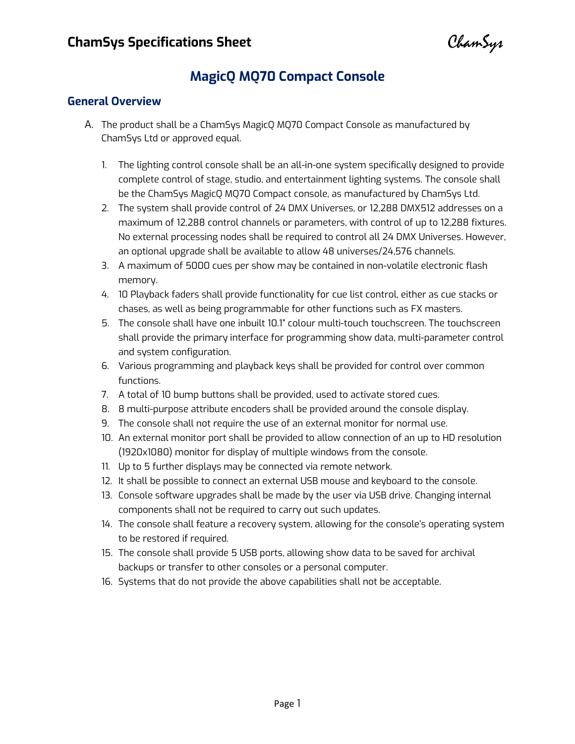# ChamSys Specifications Sheet

## MagicQ MQ70 Compact Console

### General Overview

A. The product shall be a ChamSys MagicQ MQ70 Compact Console as manufactured by ChamSys Ltd or approved equal.

1. The lighting control console shall be an all-in-one system specifically designed to provide complete control of stage, studio, and entertainment lighting systems. The console shall be the ChamSys MagicQ MQ70 Compact console, as manufactured by ChamSys Ltd.
2. The system shall provide control of 24 DMX Universes, or 12,288 DMX512 addresses on a maximum of 12,288 control channels or parameters, with control of up to 12,288 fixtures. No external processing nodes shall be required to control all 24 DMX Universes. However, an optional upgrade shall be available to allow 48 universes/24,576 channels.
3. A maximum of 5000 cues per show may be contained in non-volatile electronic flash memory.
4. 10 Playback faders shall provide functionality for cue list control, either as cue stacks or chases, as well as being programmable for other functions such as FX masters.
5. The console shall have one inbuilt 10.1" colour multi-touch touchscreen. The touchscreen shall provide the primary interface for programming show data, multi-parameter control and system configuration.
6. Various programming and playback keys shall be provided for control over common functions.
7. A total of 10 bump buttons shall be provided, used to activate stored cues.
8. 8 multi-purpose attribute encoders shall be provided around the console display.
9. The console shall not require the use of an external monitor for normal use.
10. An external monitor port shall be provided to allow connection of an up to HD resolution (1920x1080) monitor for display of multiple windows from the console.
11. Up to 5 further displays may be connected via remote network.
12. It shall be possible to connect an external USB mouse and keyboard to the console.
13. Console software upgrades shall be made by the user via USB drive. Changing internal components shall not be required to carry out such updates.
14. The console shall feature a recovery system, allowing for the console's operating system to be restored if required.
15. The console shall provide 5 USB ports, allowing show data to be saved for archival backups or transfer to other consoles or a personal computer.
16. Systems that do not provide the above capabilities shall not be acceptable.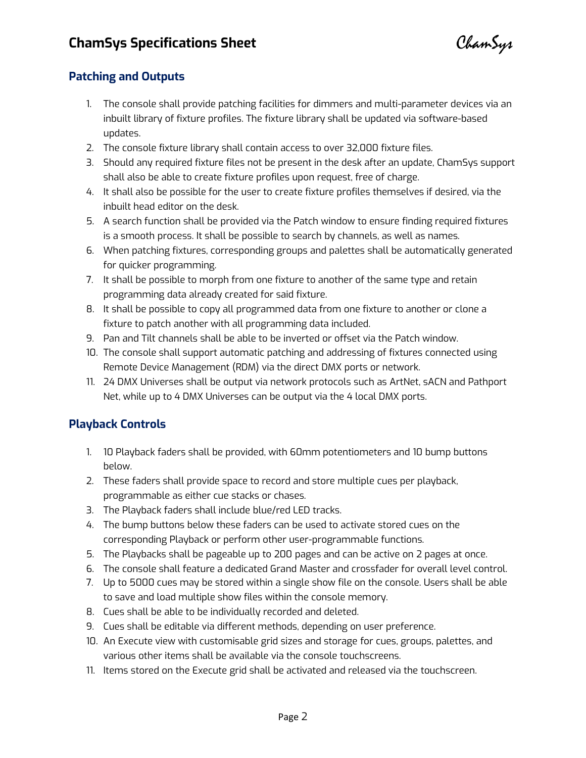## Patching and Outputs

1. The console shall provide patching facilities for dimmers and multi-parameter devices via an inbuilt library of fixture profiles. The fixture library shall be updated via software-based updates.
2. The console fixture library shall contain access to over 32,000 fixture files.
3. Should any required fixture files not be present in the desk after an update, ChamSys support shall also be able to create fixture profiles upon request, free of charge.
4. It shall also be possible for the user to create fixture profiles themselves if desired, via the inbuilt head editor on the desk.
5. A search function shall be provided via the Patch window to ensure finding required fixtures is a smooth process. It shall be possible to search by channels, as well as names.
6. When patching fixtures, corresponding groups and palettes shall be automatically generated for quicker programming.
7. It shall be possible to morph from one fixture to another of the same type and retain programming data already created for said fixture.
8. It shall be possible to copy all programmed data from one fixture to another or clone a fixture to patch another with all programming data included.
9. Pan and Tilt channels shall be able to be inverted or offset via the Patch window.
10. The console shall support automatic patching and addressing of fixtures connected using Remote Device Management (RDM) via the direct DMX ports or network.
11. 24 DMX Universes shall be output via network protocols such as ArtNet, sACN and Pathport Net, while up to 4 DMX Universes can be output via the 4 local DMX ports.

## Playback Controls

1. 10 Playback faders shall be provided, with 60mm potentiometers and 10 bump buttons below.
2. These faders shall provide space to record and store multiple cues per playback, programmable as either cue stacks or chases.
3. The Playback faders shall include blue/red LED tracks.
4. The bump buttons below these faders can be used to activate stored cues on the corresponding Playback or perform other user-programmable functions.
5. The Playbacks shall be pageable up to 200 pages and can be active on 2 pages at once.
6. The console shall feature a dedicated Grand Master and crossfader for overall level control.
7. Up to 5000 cues may be stored within a single show file on the console. Users shall be able to save and load multiple show files within the console memory.
8. Cues shall be able to be individually recorded and deleted.
9. Cues shall be editable via different methods, depending on user preference.
10. An Execute view with customisable grid sizes and storage for cues, groups, palettes, and various other items shall be available via the console touchscreens.
11. Items stored on the Execute grid shall be activated and released via the touchscreen.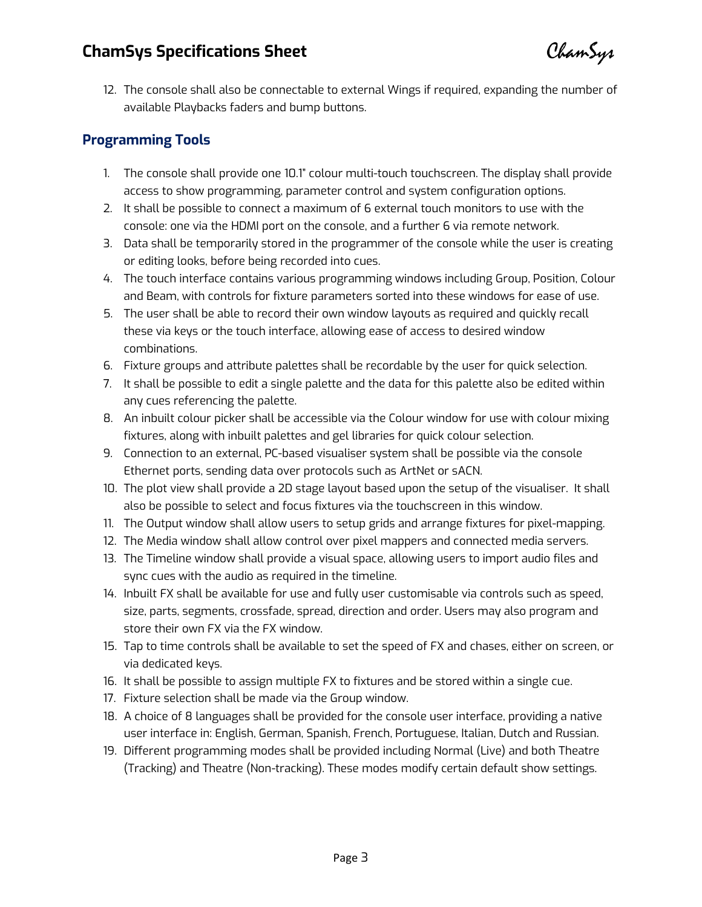12. The console shall also be connectable to external Wings if required, expanding the number of available Playbacks faders and bump buttons.

## Programming Tools

1. The console shall provide one 10.1" colour multi-touch touchscreen. The display shall provide access to show programming, parameter control and system configuration options.
2. It shall be possible to connect a maximum of 6 external touch monitors to use with the console: one via the HDMI port on the console, and a further 6 via remote network.
3. Data shall be temporarily stored in the programmer of the console while the user is creating or editing looks, before being recorded into cues.
4. The touch interface contains various programming windows including Group, Position, Colour and Beam, with controls for fixture parameters sorted into these windows for ease of use.
5. The user shall be able to record their own window layouts as required and quickly recall these via keys or the touch interface, allowing ease of access to desired window combinations.
6. Fixture groups and attribute palettes shall be recordable by the user for quick selection.
7. It shall be possible to edit a single palette and the data for this palette also be edited within any cues referencing the palette.
8. An inbuilt colour picker shall be accessible via the Colour window for use with colour mixing fixtures, along with inbuilt palettes and gel libraries for quick colour selection.
9. Connection to an external, PC-based visualiser system shall be possible via the console Ethernet ports, sending data over protocols such as ArtNet or sACN.
10. The plot view shall provide a 2D stage layout based upon the setup of the visualiser. It shall also be possible to select and focus fixtures via the touchscreen in this window.
11. The Output window shall allow users to setup grids and arrange fixtures for pixel-mapping.
12. The Media window shall allow control over pixel mappers and connected media servers.
13. The Timeline window shall provide a visual space, allowing users to import audio files and sync cues with the audio as required in the timeline.
14. Inbuilt FX shall be available for use and fully user customisable via controls such as speed, size, parts, segments, crossfade, spread, direction and order. Users may also program and store their own FX via the FX window.
15. Tap to time controls shall be available to set the speed of FX and chases, either on screen, or via dedicated keys.
16. It shall be possible to assign multiple FX to fixtures and be stored within a single cue.
17. Fixture selection shall be made via the Group window.
18. A choice of 8 languages shall be provided for the console user interface, providing a native user interface in: English, German, Spanish, French, Portuguese, Italian, Dutch and Russian.
19. Different programming modes shall be provided including Normal (Live) and both Theatre (Tracking) and Theatre (Non-tracking). These modes modify certain default show settings.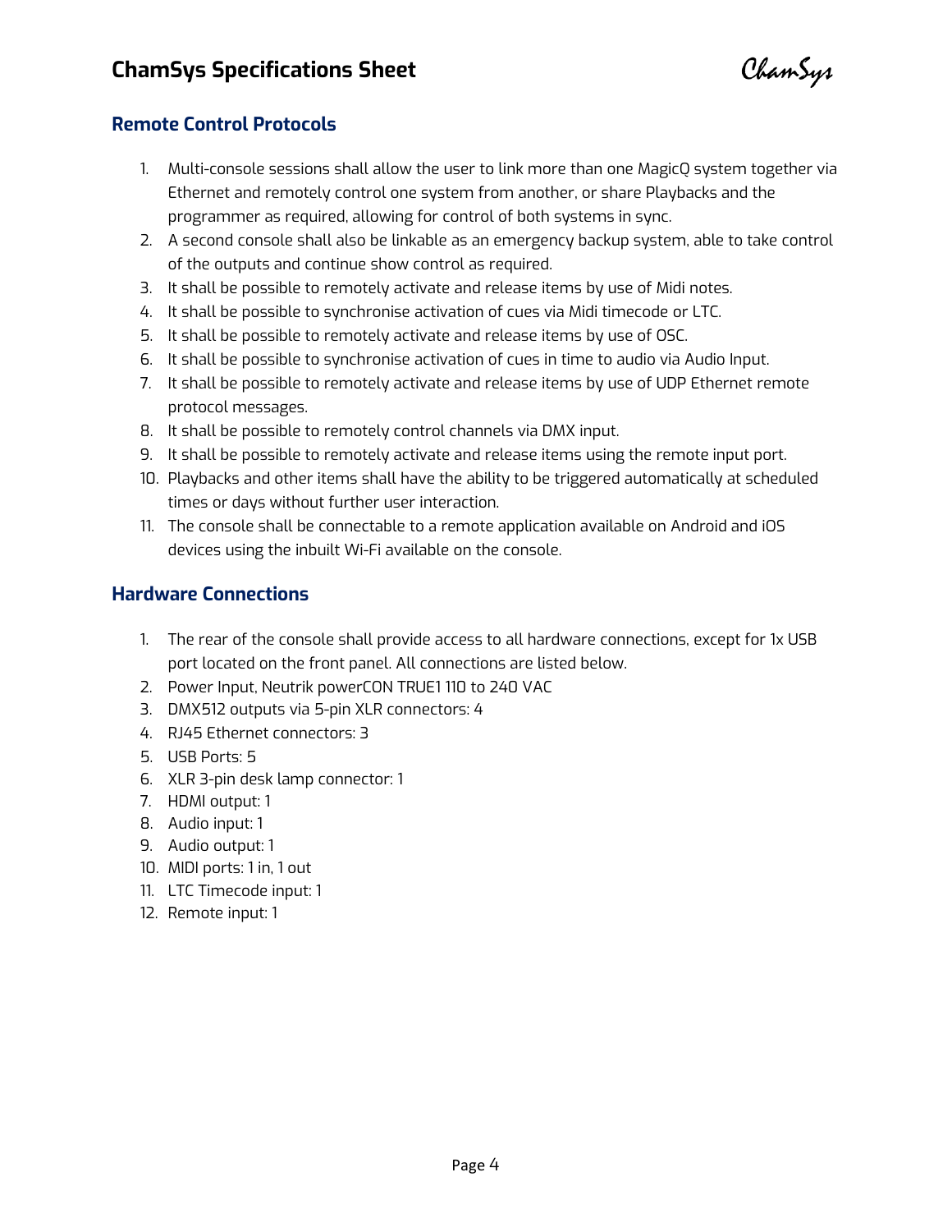## Remote Control Protocols

1. Multi-console sessions shall allow the user to link more than one MagicQ system together via Ethernet and remotely control one system from another, or share Playbacks and the programmer as required, allowing for control of both systems in sync.
2. A second console shall also be linkable as an emergency backup system, able to take control of the outputs and continue show control as required.
3. It shall be possible to remotely activate and release items by use of Midi notes.
4. It shall be possible to synchronise activation of cues via Midi timecode or LTC.
5. It shall be possible to remotely activate and release items by use of OSC.
6. It shall be possible to synchronise activation of cues in time to audio via Audio Input.
7. It shall be possible to remotely activate and release items by use of UDP Ethernet remote protocol messages.
8. It shall be possible to remotely control channels via DMX input.
9. It shall be possible to remotely activate and release items using the remote input port.
10. Playbacks and other items shall have the ability to be triggered automatically at scheduled times or days without further user interaction.
11. The console shall be connectable to a remote application available on Android and iOS devices using the inbuilt Wi-Fi available on the console.

## Hardware Connections

1. The rear of the console shall provide access to all hardware connections, except for 1x USB port located on the front panel. All connections are listed below.
2. Power Input, Neutrik powerCON TRUE1 110 to 240 VAC
3. DMX512 outputs via 5-pin XLR connectors: 4
4. RJ45 Ethernet connectors: 3
5. USB Ports: 5
6. XLR 3-pin desk lamp connector: 1
7. HDMI output: 1
8. Audio input: 1
9. Audio output: 1
10. MIDI ports: 1 in, 1 out
11. LTC Timecode input: 1
12. Remote input: 1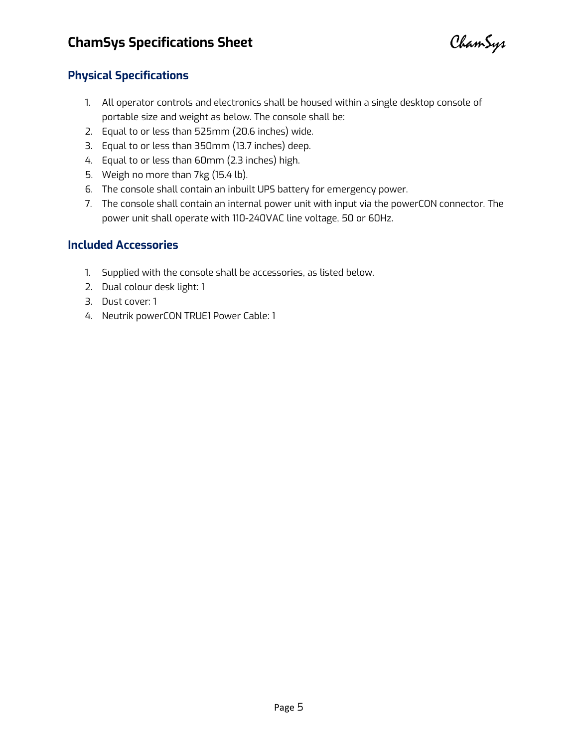## Physical Specifications

1. All operator controls and electronics shall be housed within a single desktop console of portable size and weight as below. The console shall be:
2. Equal to or less than 525mm (20.6 inches) wide.
3. Equal to or less than 350mm (13.7 inches) deep.
4. Equal to or less than 60mm (2.3 inches) high.
5. Weigh no more than 7kg (15.4 lb).
6. The console shall contain an inbuilt UPS battery for emergency power.
7. The console shall contain an internal power unit with input via the powerCON connector. The power unit shall operate with 110-240VAC line voltage, 50 or 60Hz.

## Included Accessories

1. Supplied with the console shall be accessories, as listed below.
2. Dual colour desk light: 1
3. Dust cover: 1
4. Neutrik powerCON TRUE1 Power Cable: 1